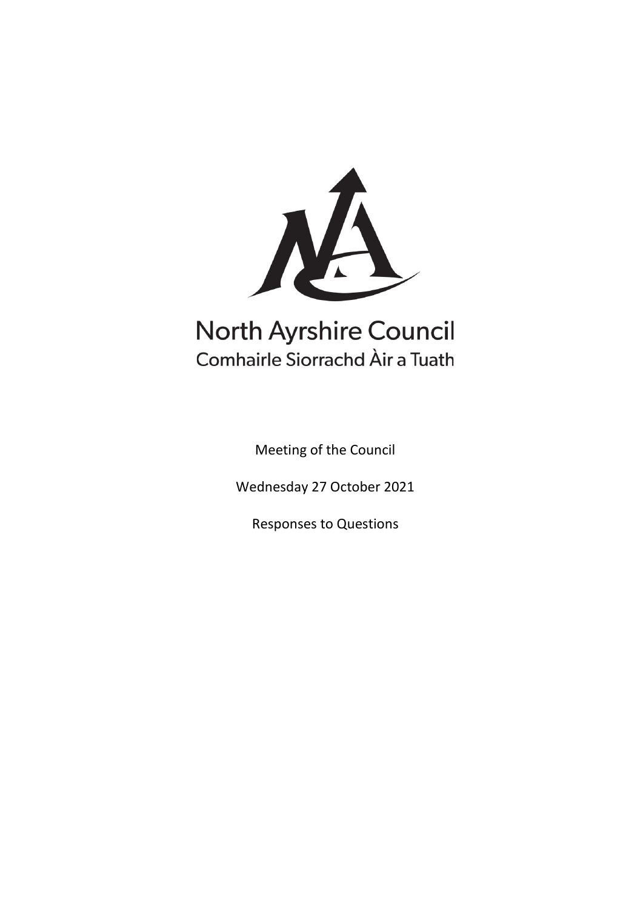North Ayrshire Council
Comhairle Siorrachd Àir a Tuath

Meeting of the Council

Wednesday 27 October 2021

Responses to Questions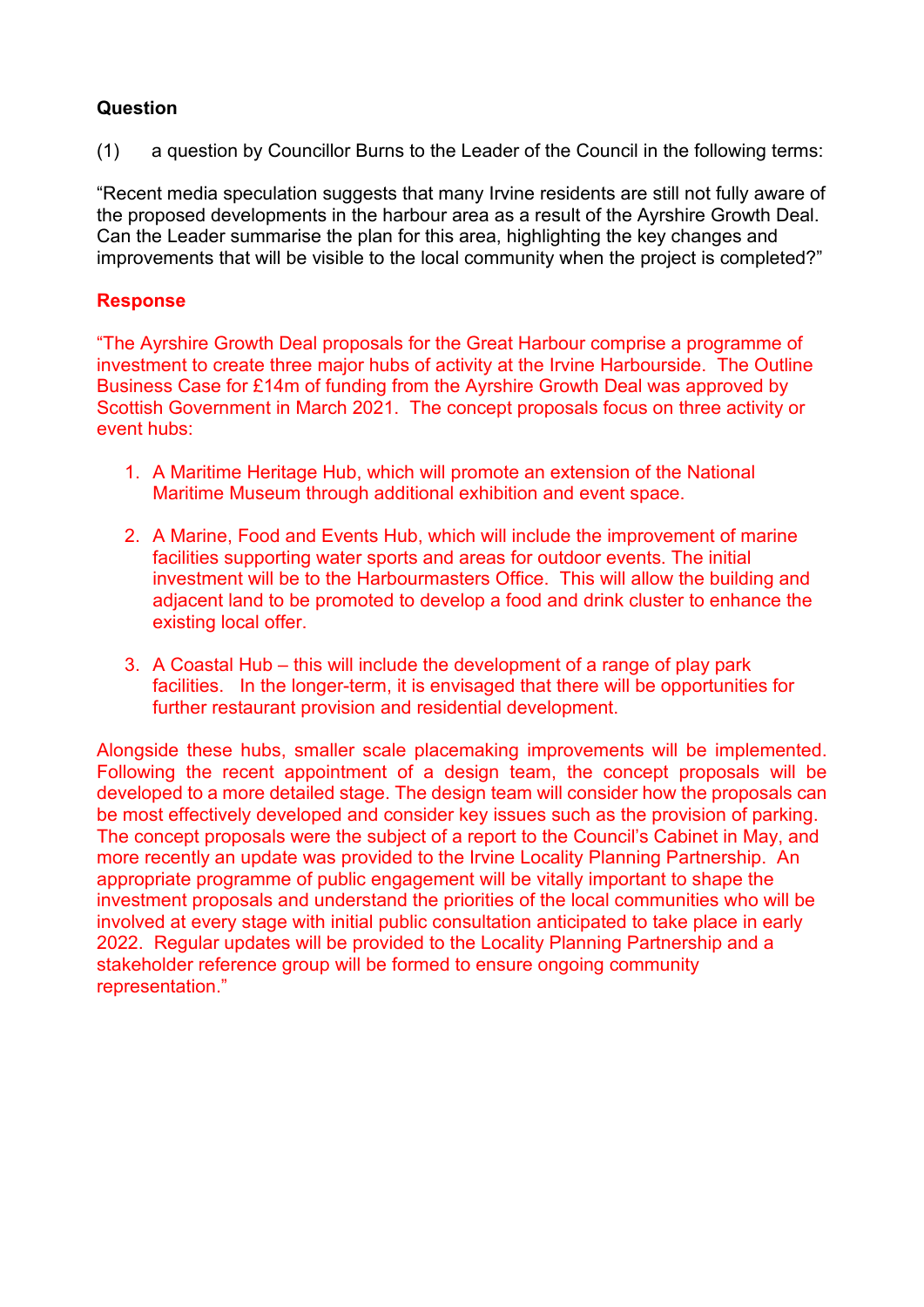**Question**

(1) a question by Councillor Burns to the Leader of the Council in the following terms:

"Recent media speculation suggests that many Irvine residents are still not fully aware of the proposed developments in the harbour area as a result of the Ayrshire Growth Deal. Can the Leader summarise the plan for this area, highlighting the key changes and improvements that will be visible to the local community when the project is completed?"

**Response**

"The Ayrshire Growth Deal proposals for the Great Harbour comprise a programme of investment to create three major hubs of activity at the Irvine Harbourside. The Outline Business Case for £14m of funding from the Ayrshire Growth Deal was approved by Scottish Government in March 2021. The concept proposals focus on three activity or event hubs:

1. A Maritime Heritage Hub, which will promote an extension of the National Maritime Museum through additional exhibition and event space.

2. A Marine, Food and Events Hub, which will include the improvement of marine facilities supporting water sports and areas for outdoor events. The initial investment will be to the Harbourmasters Office. This will allow the building and adjacent land to be promoted to develop a food and drink cluster to enhance the existing local offer.

3. A Coastal Hub – this will include the development of a range of play park facilities. In the longer-term, it is envisaged that there will be opportunities for further restaurant provision and residential development.

Alongside these hubs, smaller scale placemaking improvements will be implemented. Following the recent appointment of a design team, the concept proposals will be developed to a more detailed stage. The design team will consider how the proposals can be most effectively developed and consider key issues such as the provision of parking. The concept proposals were the subject of a report to the Council's Cabinet in May, and more recently an update was provided to the Irvine Locality Planning Partnership. An appropriate programme of public engagement will be vitally important to shape the investment proposals and understand the priorities of the local communities who will be involved at every stage with initial public consultation anticipated to take place in early 2022. Regular updates will be provided to the Locality Planning Partnership and a stakeholder reference group will be formed to ensure ongoing community representation."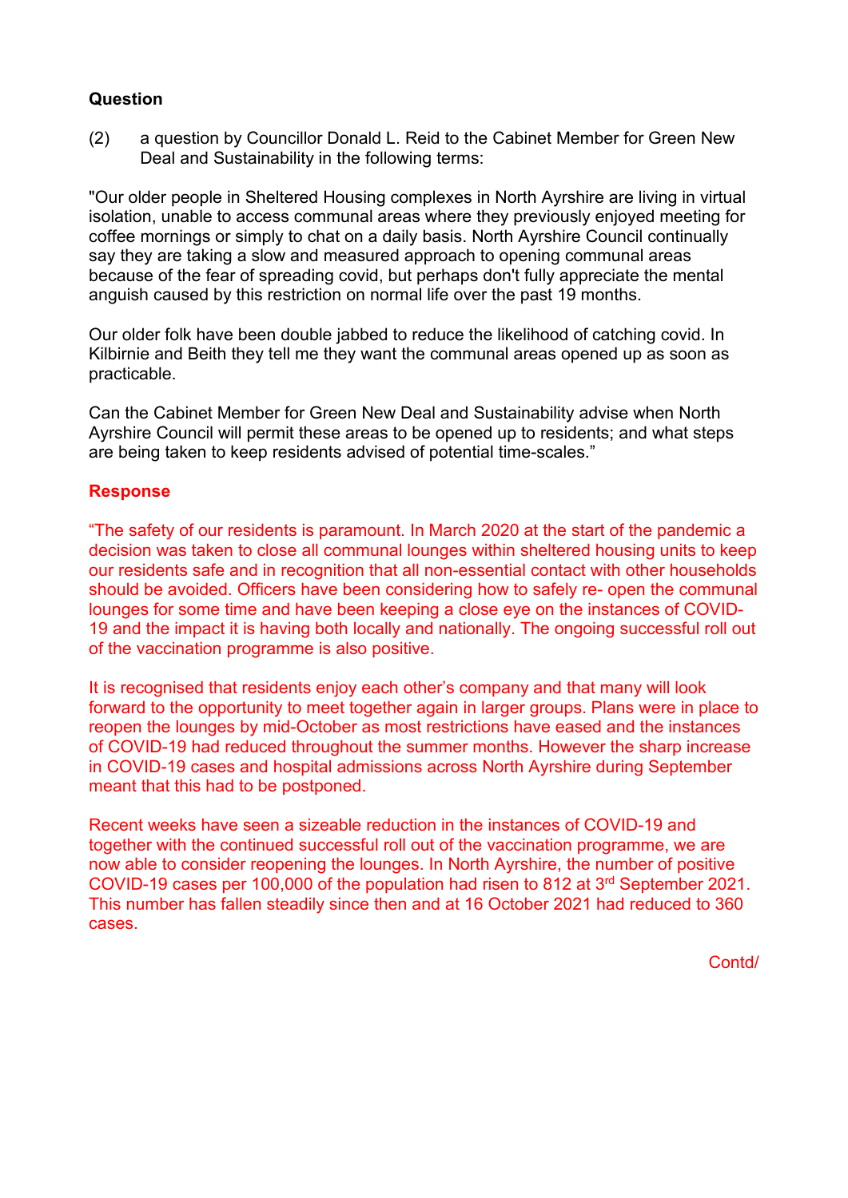**Question**

(2) a question by Councillor Donald L. Reid to the Cabinet Member for Green New Deal and Sustainability in the following terms:

"Our older people in Sheltered Housing complexes in North Ayrshire are living in virtual isolation, unable to access communal areas where they previously enjoyed meeting for coffee mornings or simply to chat on a daily basis. North Ayrshire Council continually say they are taking a slow and measured approach to opening communal areas because of the fear of spreading covid, but perhaps don't fully appreciate the mental anguish caused by this restriction on normal life over the past 19 months.

Our older folk have been double jabbed to reduce the likelihood of catching covid. In Kilbirnie and Beith they tell me they want the communal areas opened up as soon as practicable.

Can the Cabinet Member for Green New Deal and Sustainability advise when North Ayrshire Council will permit these areas to be opened up to residents; and what steps are being taken to keep residents advised of potential time-scales."

**Response**

"The safety of our residents is paramount. In March 2020 at the start of the pandemic a decision was taken to close all communal lounges within sheltered housing units to keep our residents safe and in recognition that all non-essential contact with other households should be avoided. Officers have been considering how to safely re- open the communal lounges for some time and have been keeping a close eye on the instances of COVID-19 and the impact it is having both locally and nationally. The ongoing successful roll out of the vaccination programme is also positive.

It is recognised that residents enjoy each other's company and that many will look forward to the opportunity to meet together again in larger groups. Plans were in place to reopen the lounges by mid-October as most restrictions have eased and the instances of COVID-19 had reduced throughout the summer months. However the sharp increase in COVID-19 cases and hospital admissions across North Ayrshire during September meant that this had to be postponed.

Recent weeks have seen a sizeable reduction in the instances of COVID-19 and together with the continued successful roll out of the vaccination programme, we are now able to consider reopening the lounges. In North Ayrshire, the number of positive COVID-19 cases per 100,000 of the population had risen to 812 at 3rd September 2021. This number has fallen steadily since then and at 16 October 2021 had reduced to 360 cases.

Contd/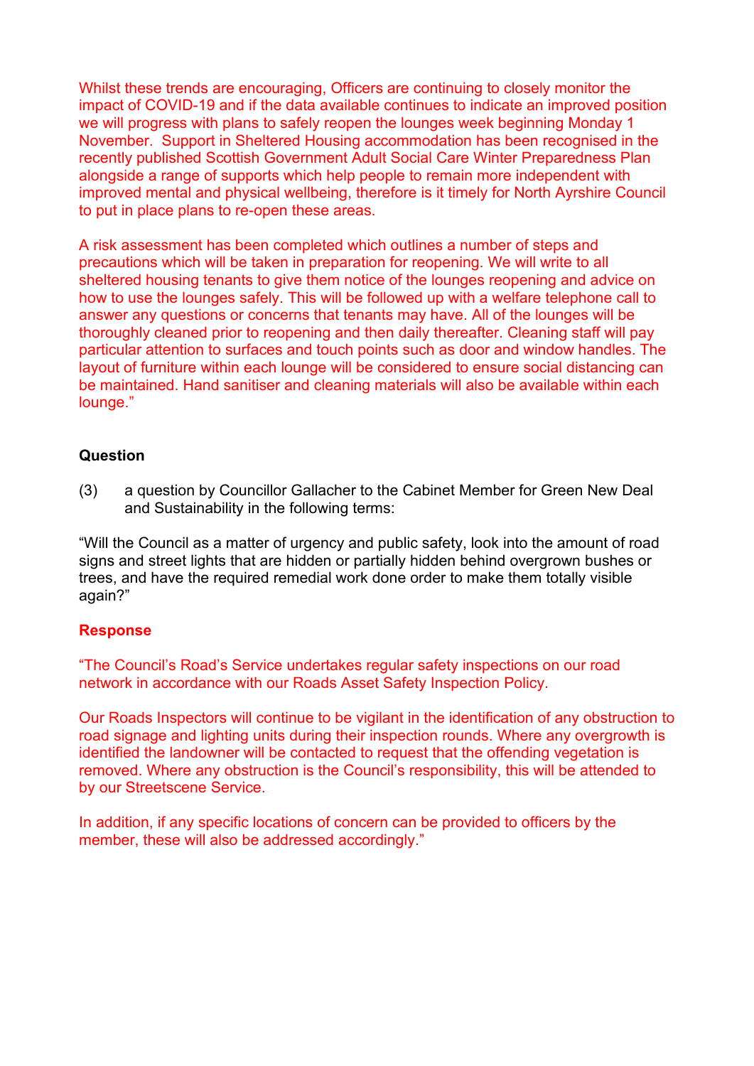Whilst these trends are encouraging, Officers are continuing to closely monitor the impact of COVID-19 and if the data available continues to indicate an improved position we will progress with plans to safely reopen the lounges week beginning Monday 1 November.  Support in Sheltered Housing accommodation has been recognised in the recently published Scottish Government Adult Social Care Winter Preparedness Plan alongside a range of supports which help people to remain more independent with improved mental and physical wellbeing, therefore is it timely for North Ayrshire Council to put in place plans to re-open these areas.

A risk assessment has been completed which outlines a number of steps and precautions which will be taken in preparation for reopening. We will write to all sheltered housing tenants to give them notice of the lounges reopening and advice on how to use the lounges safely. This will be followed up with a welfare telephone call to answer any questions or concerns that tenants may have. All of the lounges will be thoroughly cleaned prior to reopening and then daily thereafter. Cleaning staff will pay particular attention to surfaces and touch points such as door and window handles. The layout of furniture within each lounge will be considered to ensure social distancing can be maintained. Hand sanitiser and cleaning materials will also be available within each lounge."

**Question**

(3) a question by Councillor Gallacher to the Cabinet Member for Green New Deal and Sustainability in the following terms:

"Will the Council as a matter of urgency and public safety, look into the amount of road signs and street lights that are hidden or partially hidden behind overgrown bushes or trees, and have the required remedial work done order to make them totally visible again?"

**Response**

"The Council's Road's Service undertakes regular safety inspections on our road network in accordance with our Roads Asset Safety Inspection Policy.

Our Roads Inspectors will continue to be vigilant in the identification of any obstruction to road signage and lighting units during their inspection rounds. Where any overgrowth is identified the landowner will be contacted to request that the offending vegetation is removed. Where any obstruction is the Council's responsibility, this will be attended to by our Streetscene Service.

In addition, if any specific locations of concern can be provided to officers by the member, these will also be addressed accordingly."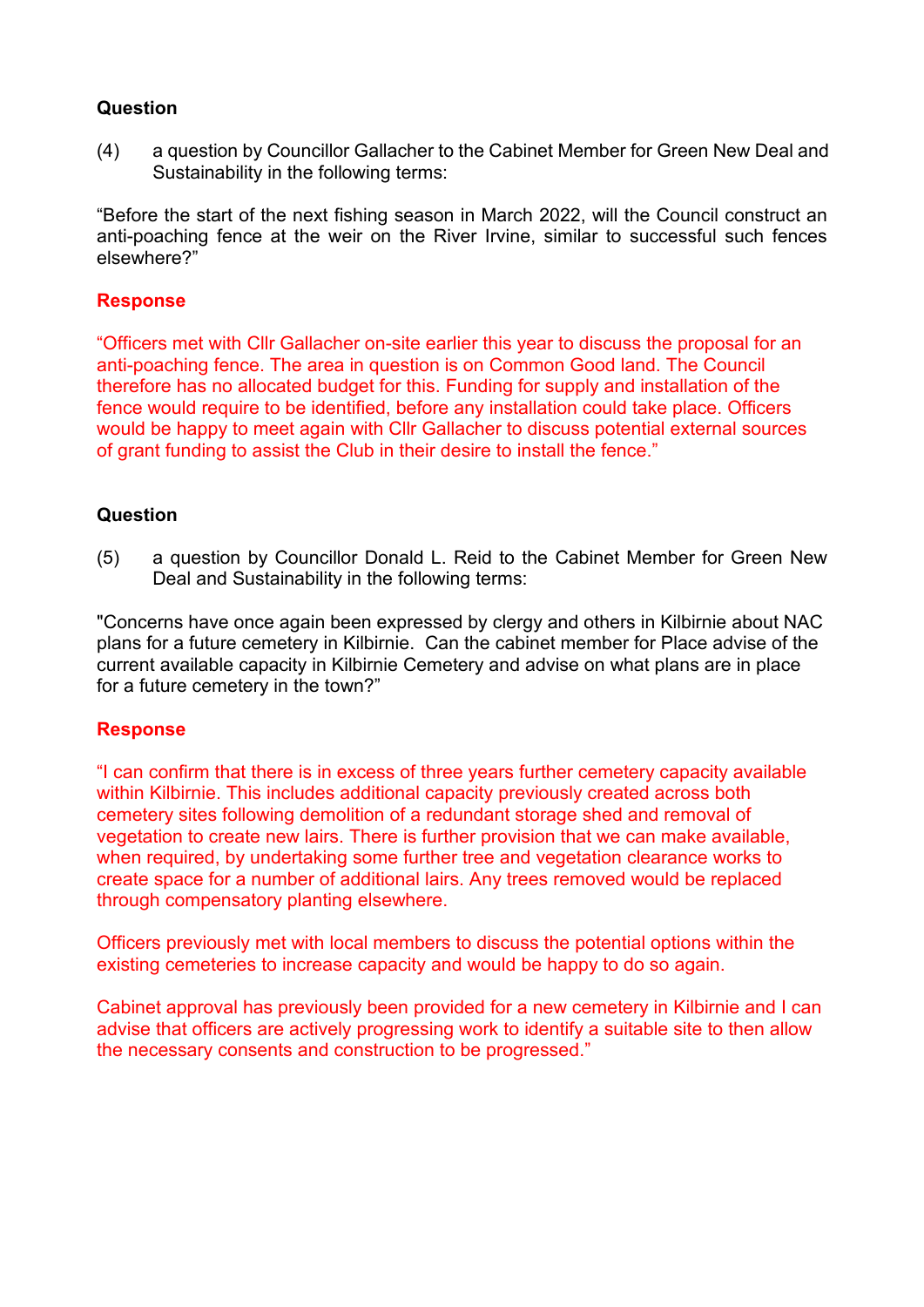**Question**

(4) a question by Councillor Gallacher to the Cabinet Member for Green New Deal and Sustainability in the following terms:

"Before the start of the next fishing season in March 2022, will the Council construct an anti-poaching fence at the weir on the River Irvine, similar to successful such fences elsewhere?"

**Response**

"Officers met with Cllr Gallacher on-site earlier this year to discuss the proposal for an anti-poaching fence. The area in question is on Common Good land. The Council therefore has no allocated budget for this. Funding for supply and installation of the fence would require to be identified, before any installation could take place. Officers would be happy to meet again with Cllr Gallacher to discuss potential external sources of grant funding to assist the Club in their desire to install the fence."

**Question**

(5) a question by Councillor Donald L. Reid to the Cabinet Member for Green New Deal and Sustainability in the following terms:

"Concerns have once again been expressed by clergy and others in Kilbirnie about NAC plans for a future cemetery in Kilbirnie. Can the cabinet member for Place advise of the current available capacity in Kilbirnie Cemetery and advise on what plans are in place for a future cemetery in the town?"

**Response**

"I can confirm that there is in excess of three years further cemetery capacity available within Kilbirnie. This includes additional capacity previously created across both cemetery sites following demolition of a redundant storage shed and removal of vegetation to create new lairs. There is further provision that we can make available, when required, by undertaking some further tree and vegetation clearance works to create space for a number of additional lairs. Any trees removed would be replaced through compensatory planting elsewhere.

Officers previously met with local members to discuss the potential options within the existing cemeteries to increase capacity and would be happy to do so again.

Cabinet approval has previously been provided for a new cemetery in Kilbirnie and I can advise that officers are actively progressing work to identify a suitable site to then allow the necessary consents and construction to be progressed."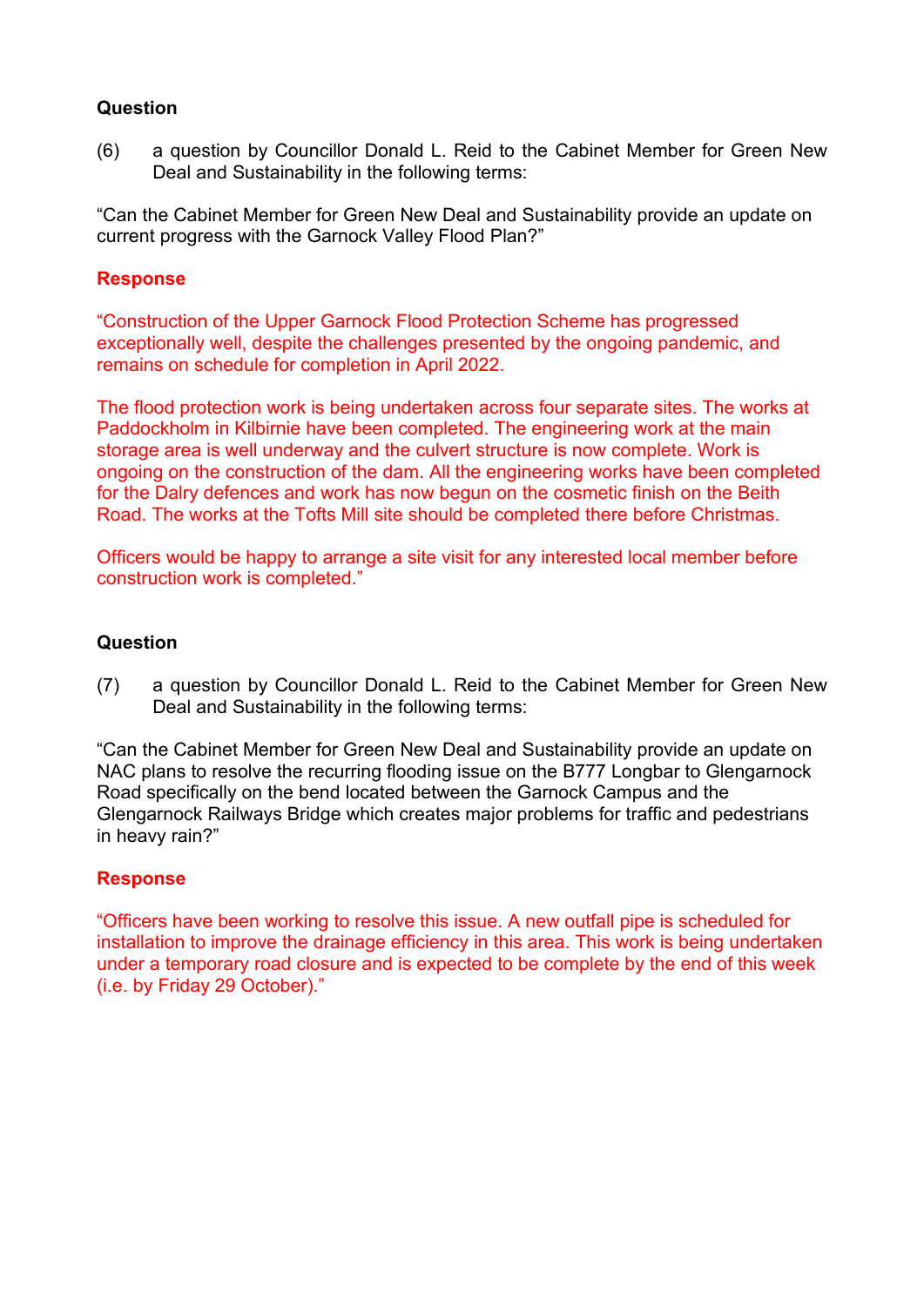**Question**

(6) a question by Councillor Donald L. Reid to the Cabinet Member for Green New Deal and Sustainability in the following terms:

"Can the Cabinet Member for Green New Deal and Sustainability provide an update on current progress with the Garnock Valley Flood Plan?"

**Response**

"Construction of the Upper Garnock Flood Protection Scheme has progressed exceptionally well, despite the challenges presented by the ongoing pandemic, and remains on schedule for completion in April 2022.

The flood protection work is being undertaken across four separate sites. The works at Paddockholm in Kilbirnie have been completed. The engineering work at the main storage area is well underway and the culvert structure is now complete. Work is ongoing on the construction of the dam. All the engineering works have been completed for the Dalry defences and work has now begun on the cosmetic finish on the Beith Road. The works at the Tofts Mill site should be completed there before Christmas.

Officers would be happy to arrange a site visit for any interested local member before construction work is completed."

**Question**

(7) a question by Councillor Donald L. Reid to the Cabinet Member for Green New Deal and Sustainability in the following terms:

"Can the Cabinet Member for Green New Deal and Sustainability provide an update on NAC plans to resolve the recurring flooding issue on the B777 Longbar to Glengarnock Road specifically on the bend located between the Garnock Campus and the Glengarnock Railways Bridge which creates major problems for traffic and pedestrians in heavy rain?"

**Response**

"Officers have been working to resolve this issue. A new outfall pipe is scheduled for installation to improve the drainage efficiency in this area. This work is being undertaken under a temporary road closure and is expected to be complete by the end of this week (i.e. by Friday 29 October)."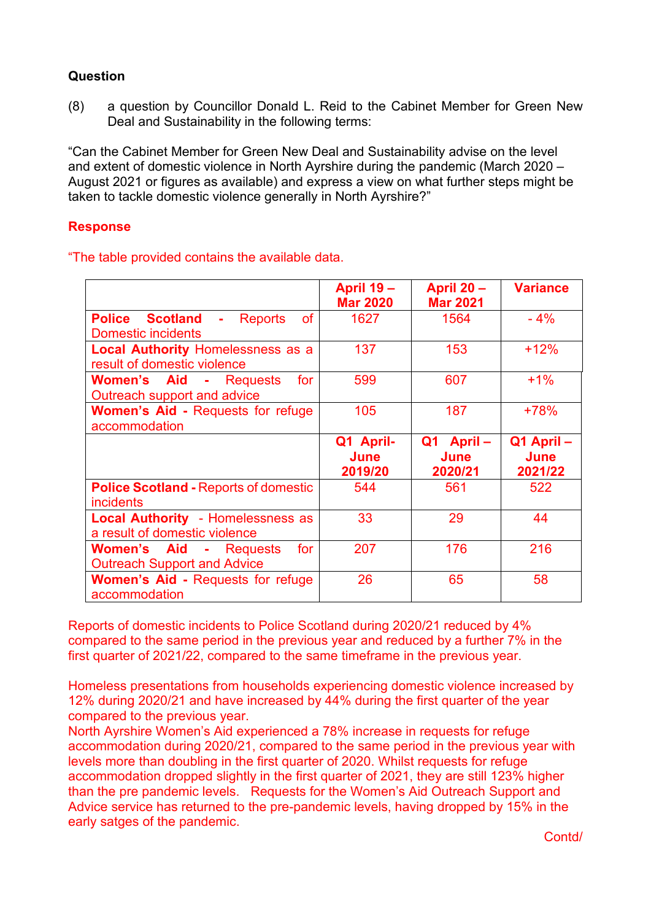**Question**

(8) a question by Councillor Donald L. Reid to the Cabinet Member for Green New Deal and Sustainability in the following terms:

"Can the Cabinet Member for Green New Deal and Sustainability advise on the level and extent of domestic violence in North Ayrshire during the pandemic (March 2020 – August 2021 or figures as available) and express a view on what further steps might be taken to tackle domestic violence generally in North Ayrshire?"

**Response**

"The table provided contains the available data.

| | **April 19 – Mar 2020** | **April 20 – Mar 2021** | **Variance** |
|---|---|---|---|
| **Police Scotland** - Reports of Domestic incidents | 1627 | 1564 | - 4% |
| **Local Authority** Homelessness as a result of domestic violence | 137 | 153 | +12% |
| **Women's Aid** - Requests for Outreach support and advice | 599 | 607 | +1% |
| **Women's Aid** - Requests for refuge accommodation | 105 | 187 | +78% |
| | **Q1 April-June 2019/20** | **Q1 April – June 2020/21** | **Q1 April – June 2021/22** |
| **Police Scotland** - Reports of domestic incidents | 544 | 561 | 522 |
| **Local Authority** - Homelessness as a result of domestic violence | 33 | 29 | 44 |
| **Women's Aid** - Requests for Outreach Support and Advice | 207 | 176 | 216 |
| **Women's Aid** - Requests for refuge accommodation | 26 | 65 | 58 |

Reports of domestic incidents to Police Scotland during 2020/21 reduced by 4% compared to the same period in the previous year and reduced by a further 7% in the first quarter of 2021/22, compared to the same timeframe in the previous year.

Homeless presentations from households experiencing domestic violence increased by 12% during 2020/21 and have increased by 44% during the first quarter of the year compared to the previous year.

North Ayrshire Women's Aid experienced a 78% increase in requests for refuge accommodation during 2020/21, compared to the same period in the previous year with levels more than doubling in the first quarter of 2020. Whilst requests for refuge accommodation dropped slightly in the first quarter of 2021, they are still 123% higher than the pre pandemic levels. Requests for the Women's Aid Outreach Support and Advice service has returned to the pre-pandemic levels, having dropped by 15% in the early satges of the pandemic.

Contd/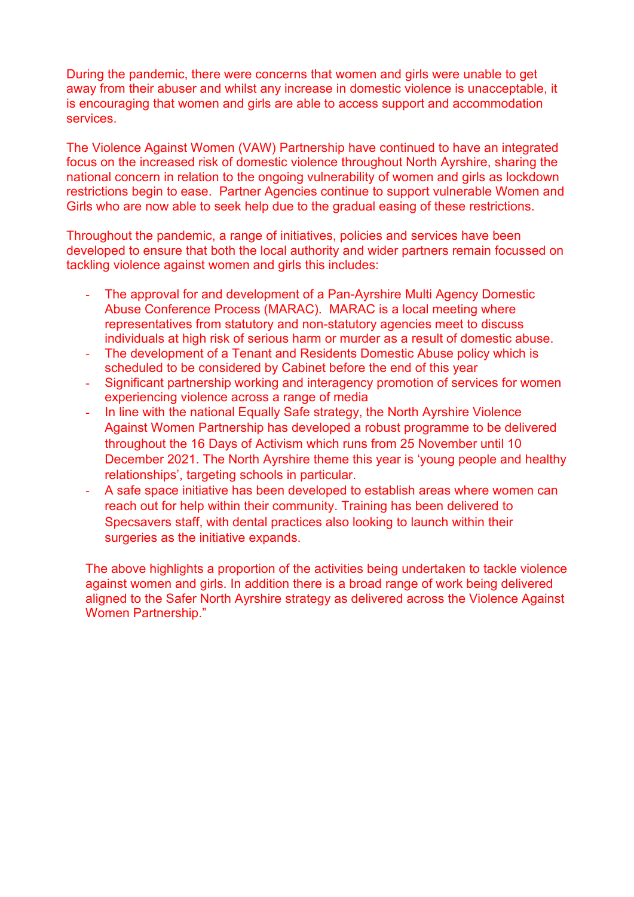During the pandemic, there were concerns that women and girls were unable to get away from their abuser and whilst any increase in domestic violence is unacceptable, it is encouraging that women and girls are able to access support and accommodation services.

The Violence Against Women (VAW) Partnership have continued to have an integrated focus on the increased risk of domestic violence throughout North Ayrshire, sharing the national concern in relation to the ongoing vulnerability of women and girls as lockdown restrictions begin to ease. Partner Agencies continue to support vulnerable Women and Girls who are now able to seek help due to the gradual easing of these restrictions.

Throughout the pandemic, a range of initiatives, policies and services have been developed to ensure that both the local authority and wider partners remain focussed on tackling violence against women and girls this includes:

- The approval for and development of a Pan-Ayrshire Multi Agency Domestic Abuse Conference Process (MARAC). MARAC is a local meeting where representatives from statutory and non-statutory agencies meet to discuss individuals at high risk of serious harm or murder as a result of domestic abuse.
- The development of a Tenant and Residents Domestic Abuse policy which is scheduled to be considered by Cabinet before the end of this year
- Significant partnership working and interagency promotion of services for women experiencing violence across a range of media
- In line with the national Equally Safe strategy, the North Ayrshire Violence Against Women Partnership has developed a robust programme to be delivered throughout the 16 Days of Activism which runs from 25 November until 10 December 2021. The North Ayrshire theme this year is 'young people and healthy relationships', targeting schools in particular.
- A safe space initiative has been developed to establish areas where women can reach out for help within their community. Training has been delivered to Specsavers staff, with dental practices also looking to launch within their surgeries as the initiative expands.

The above highlights a proportion of the activities being undertaken to tackle violence against women and girls. In addition there is a broad range of work being delivered aligned to the Safer North Ayrshire strategy as delivered across the Violence Against Women Partnership."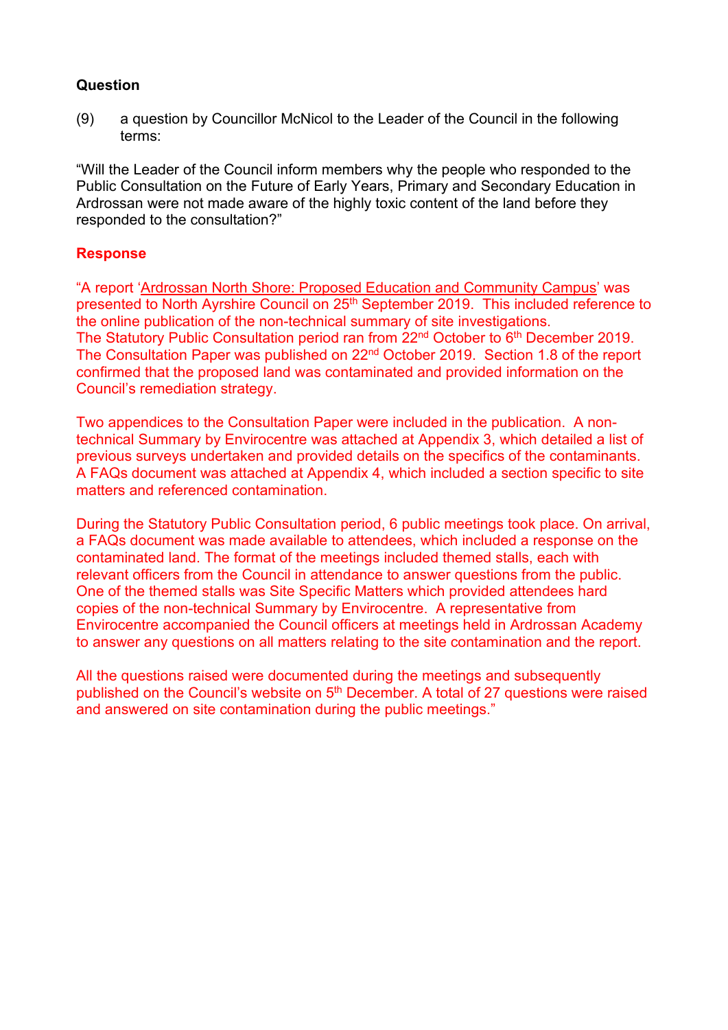**Question**

(9) a question by Councillor McNicol to the Leader of the Council in the following terms:

"Will the Leader of the Council inform members why the people who responded to the Public Consultation on the Future of Early Years, Primary and Secondary Education in Ardrossan were not made aware of the highly toxic content of the land before they responded to the consultation?"

**Response**

"A report 'Ardrossan North Shore: Proposed Education and Community Campus' was presented to North Ayrshire Council on 25th September 2019. This included reference to the online publication of the non-technical summary of site investigations.
The Statutory Public Consultation period ran from 22nd October to 6th December 2019. The Consultation Paper was published on 22nd October 2019. Section 1.8 of the report confirmed that the proposed land was contaminated and provided information on the Council's remediation strategy.

Two appendices to the Consultation Paper were included in the publication. A non-technical Summary by Envirocentre was attached at Appendix 3, which detailed a list of previous surveys undertaken and provided details on the specifics of the contaminants. A FAQs document was attached at Appendix 4, which included a section specific to site matters and referenced contamination.

During the Statutory Public Consultation period, 6 public meetings took place. On arrival, a FAQs document was made available to attendees, which included a response on the contaminated land. The format of the meetings included themed stalls, each with relevant officers from the Council in attendance to answer questions from the public. One of the themed stalls was Site Specific Matters which provided attendees hard copies of the non-technical Summary by Envirocentre. A representative from Envirocentre accompanied the Council officers at meetings held in Ardrossan Academy to answer any questions on all matters relating to the site contamination and the report.

All the questions raised were documented during the meetings and subsequently published on the Council's website on 5th December. A total of 27 questions were raised and answered on site contamination during the public meetings."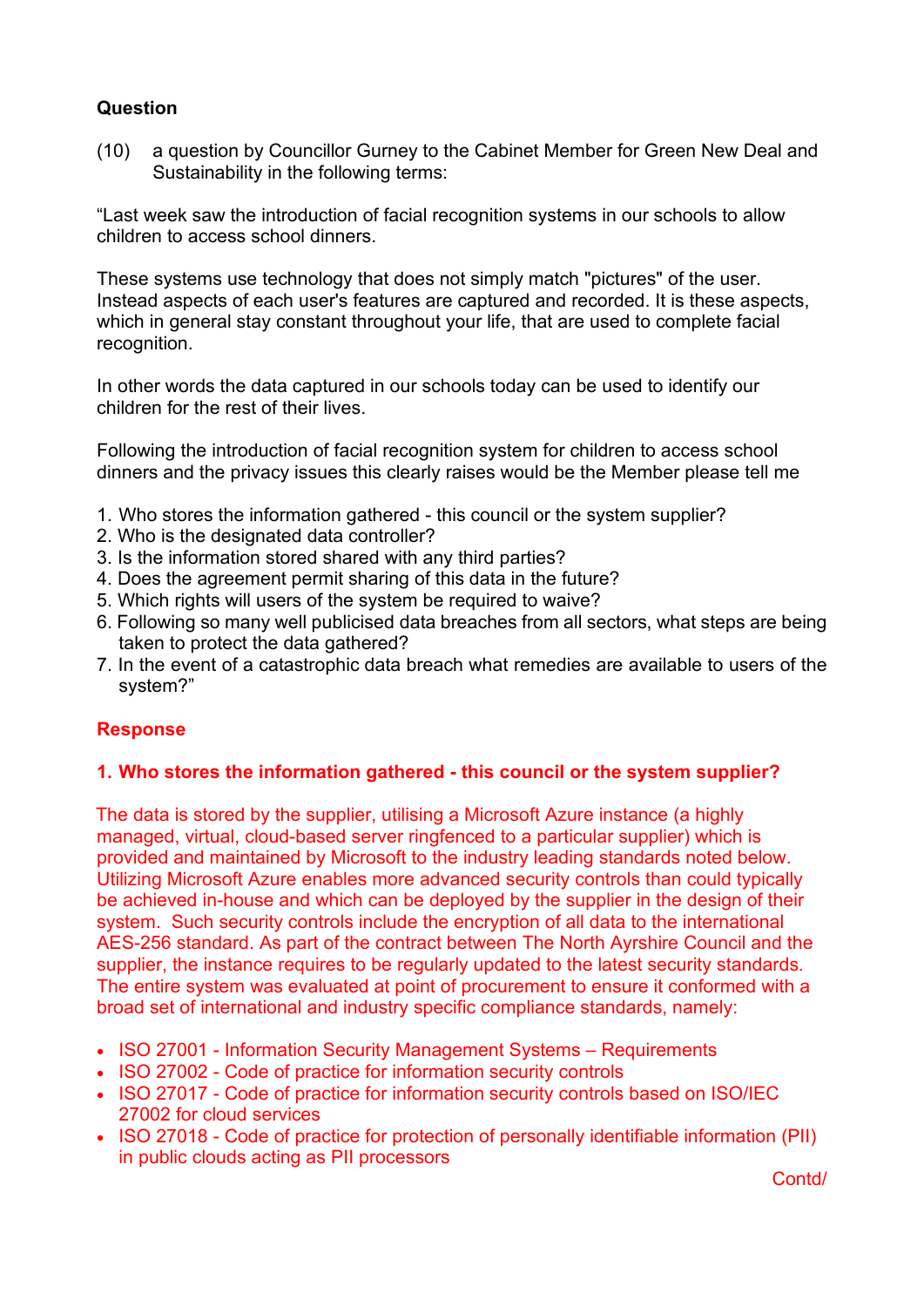**Question**

(10) a question by Councillor Gurney to the Cabinet Member for Green New Deal and Sustainability in the following terms:

"Last week saw the introduction of facial recognition systems in our schools to allow children to access school dinners.

These systems use technology that does not simply match "pictures" of the user. Instead aspects of each user's features are captured and recorded. It is these aspects, which in general stay constant throughout your life, that are used to complete facial recognition.

In other words the data captured in our schools today can be used to identify our children for the rest of their lives.

Following the introduction of facial recognition system for children to access school dinners and the privacy issues this clearly raises would be the Member please tell me

1. Who stores the information gathered - this council or the system supplier?
2. Who is the designated data controller?
3. Is the information stored shared with any third parties?
4. Does the agreement permit sharing of this data in the future?
5. Which rights will users of the system be required to waive?
6. Following so many well publicised data breaches from all sectors, what steps are being taken to protect the data gathered?
7. In the event of a catastrophic data breach what remedies are available to users of the system?"

**Response**

**1. Who stores the information gathered - this council or the system supplier?**

The data is stored by the supplier, utilising a Microsoft Azure instance (a highly managed, virtual, cloud-based server ringfenced to a particular supplier) which is provided and maintained by Microsoft to the industry leading standards noted below. Utilizing Microsoft Azure enables more advanced security controls than could typically be achieved in-house and which can be deployed by the supplier in the design of their system. Such security controls include the encryption of all data to the international AES-256 standard. As part of the contract between The North Ayrshire Council and the supplier, the instance requires to be regularly updated to the latest security standards. The entire system was evaluated at point of procurement to ensure it conformed with a broad set of international and industry specific compliance standards, namely:

- ISO 27001 - Information Security Management Systems – Requirements
- ISO 27002 - Code of practice for information security controls
- ISO 27017 - Code of practice for information security controls based on ISO/IEC 27002 for cloud services
- ISO 27018 - Code of practice for protection of personally identifiable information (PII) in public clouds acting as PII processors

Contd/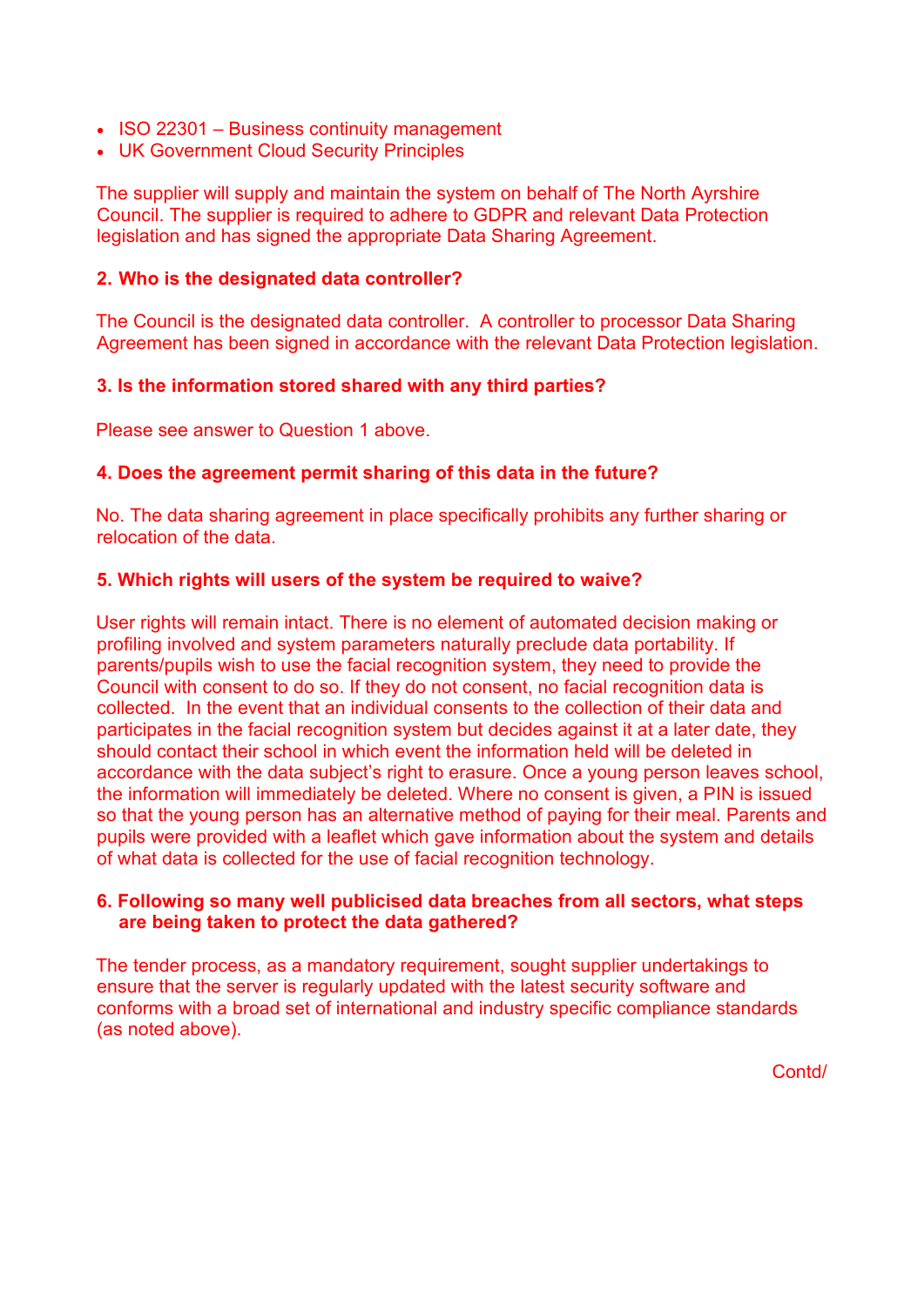- ISO 22301 – Business continuity management
- UK Government Cloud Security Principles

The supplier will supply and maintain the system on behalf of The North Ayrshire Council. The supplier is required to adhere to GDPR and relevant Data Protection legislation and has signed the appropriate Data Sharing Agreement.

**2. Who is the designated data controller?**

The Council is the designated data controller. A controller to processor Data Sharing Agreement has been signed in accordance with the relevant Data Protection legislation.

**3. Is the information stored shared with any third parties?**

Please see answer to Question 1 above.

**4. Does the agreement permit sharing of this data in the future?**

No. The data sharing agreement in place specifically prohibits any further sharing or relocation of the data.

**5. Which rights will users of the system be required to waive?**

User rights will remain intact. There is no element of automated decision making or profiling involved and system parameters naturally preclude data portability. If parents/pupils wish to use the facial recognition system, they need to provide the Council with consent to do so. If they do not consent, no facial recognition data is collected. In the event that an individual consents to the collection of their data and participates in the facial recognition system but decides against it at a later date, they should contact their school in which event the information held will be deleted in accordance with the data subject's right to erasure. Once a young person leaves school, the information will immediately be deleted. Where no consent is given, a PIN is issued so that the young person has an alternative method of paying for their meal. Parents and pupils were provided with a leaflet which gave information about the system and details of what data is collected for the use of facial recognition technology.

**6. Following so many well publicised data breaches from all sectors, what steps are being taken to protect the data gathered?**

The tender process, as a mandatory requirement, sought supplier undertakings to ensure that the server is regularly updated with the latest security software and conforms with a broad set of international and industry specific compliance standards (as noted above).

Contd/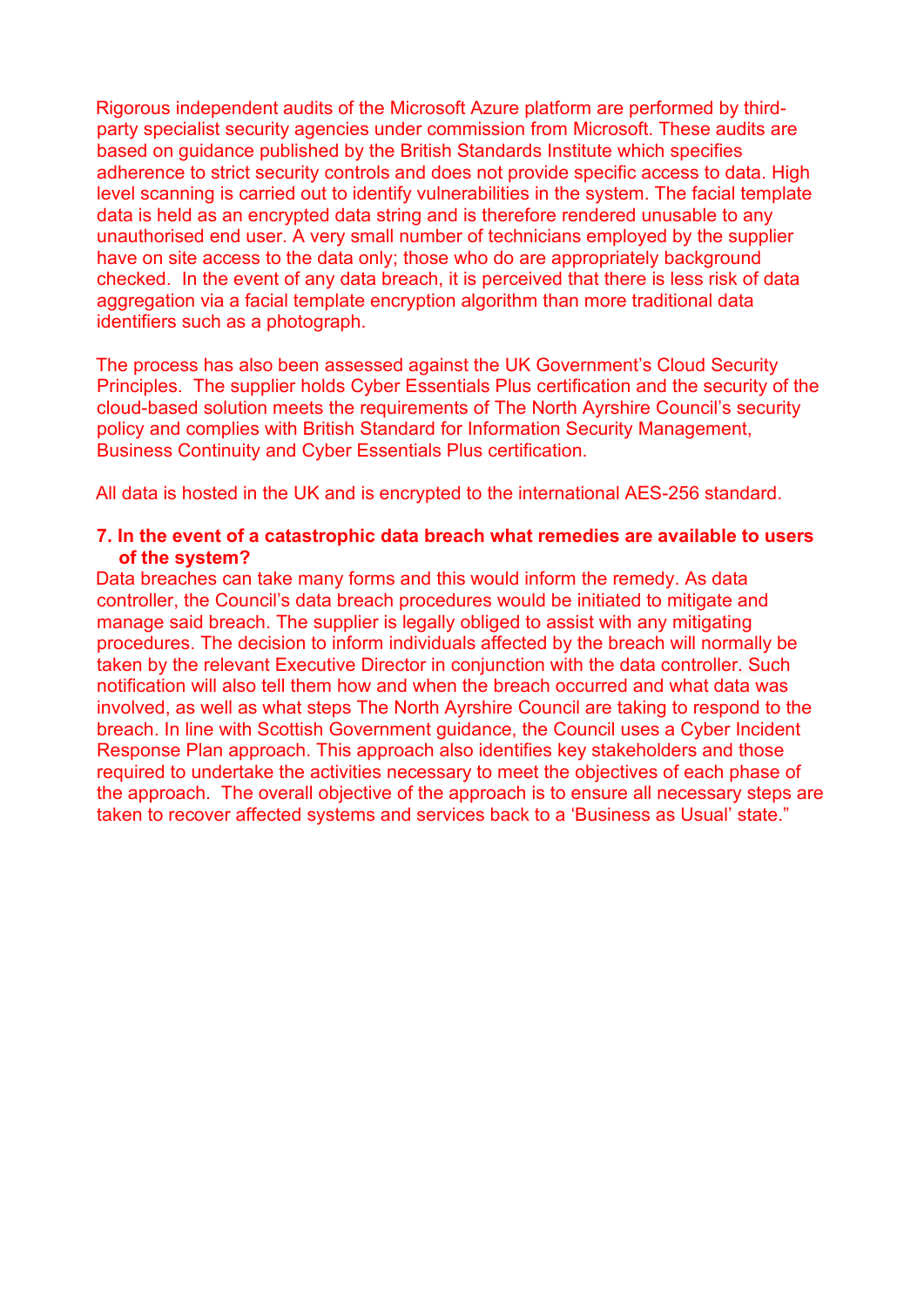Rigorous independent audits of the Microsoft Azure platform are performed by third-party specialist security agencies under commission from Microsoft. These audits are based on guidance published by the British Standards Institute which specifies adherence to strict security controls and does not provide specific access to data. High level scanning is carried out to identify vulnerabilities in the system. The facial template data is held as an encrypted data string and is therefore rendered unusable to any unauthorised end user. A very small number of technicians employed by the supplier have on site access to the data only; those who do are appropriately background checked. In the event of any data breach, it is perceived that there is less risk of data aggregation via a facial template encryption algorithm than more traditional data identifiers such as a photograph.

The process has also been assessed against the UK Government's Cloud Security Principles. The supplier holds Cyber Essentials Plus certification and the security of the cloud-based solution meets the requirements of The North Ayrshire Council's security policy and complies with British Standard for Information Security Management, Business Continuity and Cyber Essentials Plus certification.

All data is hosted in the UK and is encrypted to the international AES-256 standard.

**7. In the event of a catastrophic data breach what remedies are available to users of the system?**

Data breaches can take many forms and this would inform the remedy. As data controller, the Council's data breach procedures would be initiated to mitigate and manage said breach. The supplier is legally obliged to assist with any mitigating procedures. The decision to inform individuals affected by the breach will normally be taken by the relevant Executive Director in conjunction with the data controller. Such notification will also tell them how and when the breach occurred and what data was involved, as well as what steps The North Ayrshire Council are taking to respond to the breach. In line with Scottish Government guidance, the Council uses a Cyber Incident Response Plan approach. This approach also identifies key stakeholders and those required to undertake the activities necessary to meet the objectives of each phase of the approach. The overall objective of the approach is to ensure all necessary steps are taken to recover affected systems and services back to a 'Business as Usual' state."